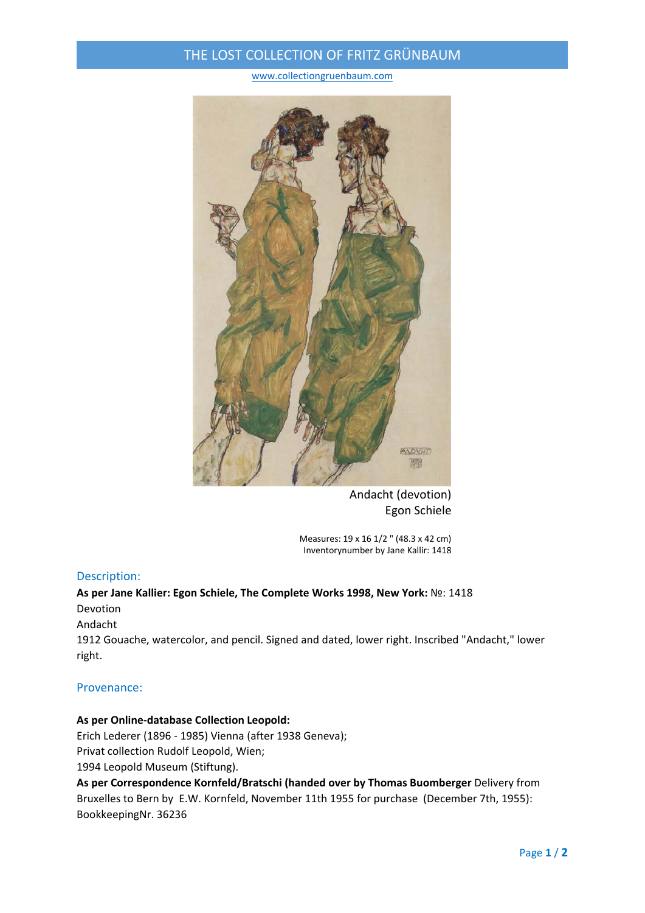# THE LOST COLLECTION OF FRITZ GRÜNBAUM

www.collectiongruenbaum.com

Andacht (devotion)
Egon Schiele

Measures: 19 x 16 1/2 " (48.3 x 42 cm)
Inventorynumber by Jane Kallir: 1418

## Description:

**As per Jane Kallier: Egon Schiele, The Complete Works 1998, New York:** №: 1418
Devotion
Andacht
1912 Gouache, watercolor, and pencil. Signed and dated, lower right. Inscribed "Andacht," lower right.

## Provenance:

**As per Online-database Collection Leopold:**
Erich Lederer (1896 - 1985) Vienna (after 1938 Geneva);
Privat collection Rudolf Leopold, Wien;
1994 Leopold Museum (Stiftung).
**As per Correspondence Kornfeld/Bratschi (handed over by Thomas Buomberger** Delivery from Bruxelles to Bern by E.W. Kornfeld, November 11th 1955 for purchase (December 7th, 1955): BookkeepingNr. 36236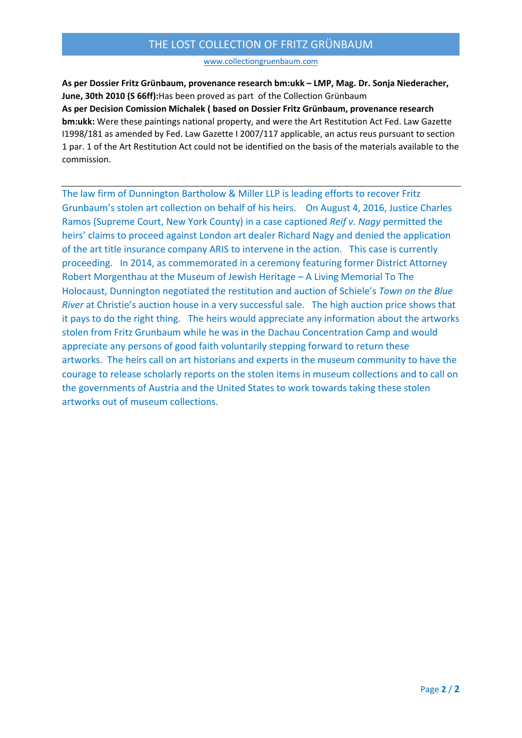THE LOST COLLECTION OF FRITZ GRÜNBAUM

www.collectiongruenbaum.com

**As per Dossier Fritz Grünbaum, provenance research bm:ukk – LMP, Mag. Dr. Sonja Niederacher, June, 30th 2010 (S 66ff):**Has been proved as part of the Collection Grünbaum

**As per Decision Comission Michalek ( based on Dossier Fritz Grünbaum, provenance research bm:ukk:** Were these paintings national property, and were the Art Restitution Act Fed. Law Gazette I1998/181 as amended by Fed. Law Gazette I 2007/117 applicable, an actus reus pursuant to section 1 par. 1 of the Art Restitution Act could not be identified on the basis of the materials available to the commission.

---

The law firm of Dunnington Bartholow & Miller LLP is leading efforts to recover Fritz Grunbaum's stolen art collection on behalf of his heirs. On August 4, 2016, Justice Charles Ramos (Supreme Court, New York County) in a case captioned *Reif v. Nagy* permitted the heirs' claims to proceed against London art dealer Richard Nagy and denied the application of the art title insurance company ARIS to intervene in the action. This case is currently proceeding. In 2014, as commemorated in a ceremony featuring former District Attorney Robert Morgenthau at the Museum of Jewish Heritage – A Living Memorial To The Holocaust, Dunnington negotiated the restitution and auction of Schiele's *Town on the Blue River* at Christie's auction house in a very successful sale. The high auction price shows that it pays to do the right thing. The heirs would appreciate any information about the artworks stolen from Fritz Grunbaum while he was in the Dachau Concentration Camp and would appreciate any persons of good faith voluntarily stepping forward to return these artworks. The heirs call on art historians and experts in the museum community to have the courage to release scholarly reports on the stolen items in museum collections and to call on the governments of Austria and the United States to work towards taking these stolen artworks out of museum collections.